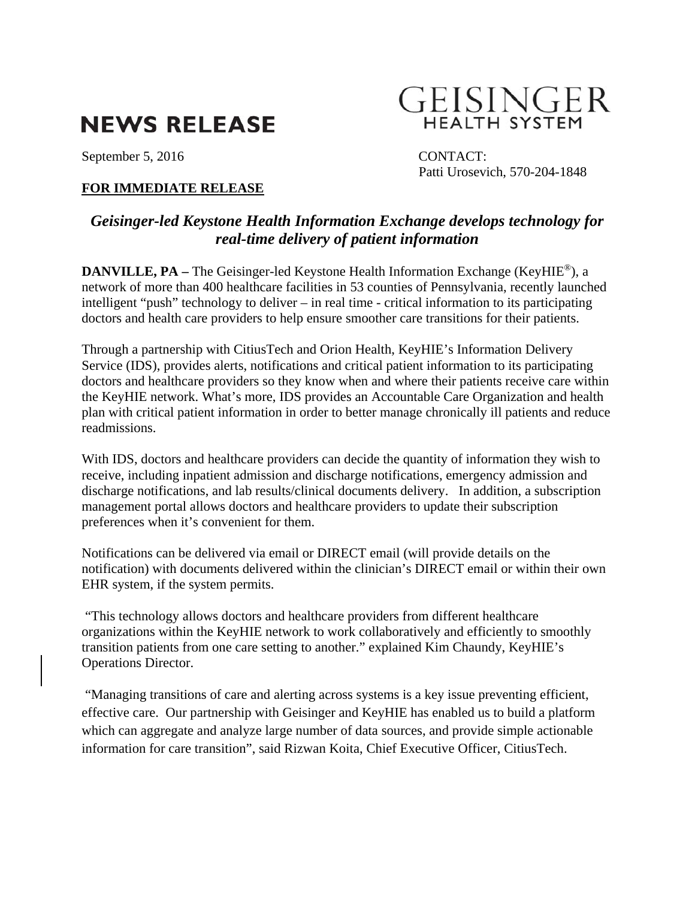# NEWS RELEASE

GEISINGER
HEALTH SYSTEM

September 5, 2016

CONTACT:
Patti Urosevich, 570-204-1848

**FOR IMMEDIATE RELEASE**

## *Geisinger-led Keystone Health Information Exchange develops technology for real-time delivery of patient information*

**DANVILLE, PA –** The Geisinger-led Keystone Health Information Exchange (KeyHIE®), a network of more than 400 healthcare facilities in 53 counties of Pennsylvania, recently launched intelligent "push" technology to deliver – in real time - critical information to its participating doctors and health care providers to help ensure smoother care transitions for their patients.

Through a partnership with CitiusTech and Orion Health, KeyHIE's Information Delivery Service (IDS), provides alerts, notifications and critical patient information to its participating doctors and healthcare providers so they know when and where their patients receive care within the KeyHIE network. What's more, IDS provides an Accountable Care Organization and health plan with critical patient information in order to better manage chronically ill patients and reduce readmissions.

With IDS, doctors and healthcare providers can decide the quantity of information they wish to receive, including inpatient admission and discharge notifications, emergency admission and discharge notifications, and lab results/clinical documents delivery. In addition, a subscription management portal allows doctors and healthcare providers to update their subscription preferences when it's convenient for them.

Notifications can be delivered via email or DIRECT email (will provide details on the notification) with documents delivered within the clinician's DIRECT email or within their own EHR system, if the system permits.

"This technology allows doctors and healthcare providers from different healthcare organizations within the KeyHIE network to work collaboratively and efficiently to smoothly transition patients from one care setting to another." explained Kim Chaundy, KeyHIE's Operations Director.

"Managing transitions of care and alerting across systems is a key issue preventing efficient, effective care. Our partnership with Geisinger and KeyHIE has enabled us to build a platform which can aggregate and analyze large number of data sources, and provide simple actionable information for care transition", said Rizwan Koita, Chief Executive Officer, CitiusTech.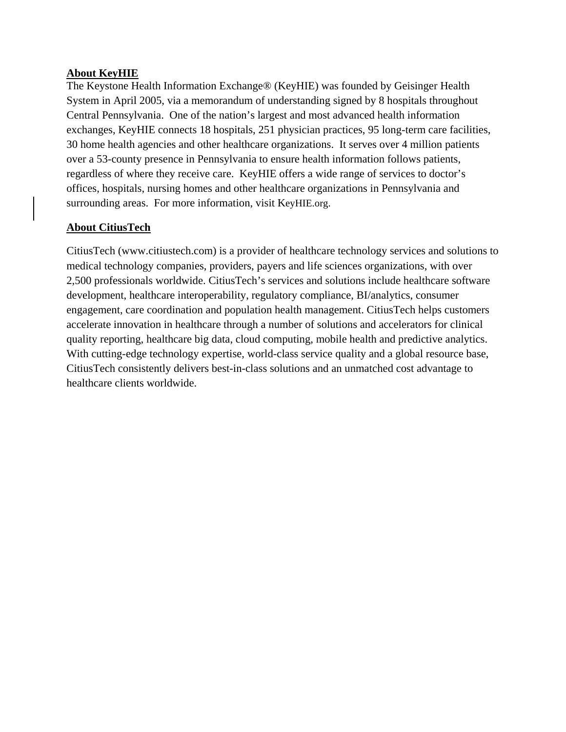**About KeyHIE**

The Keystone Health Information Exchange® (KeyHIE) was founded by Geisinger Health System in April 2005, via a memorandum of understanding signed by 8 hospitals throughout Central Pennsylvania. One of the nation's largest and most advanced health information exchanges, KeyHIE connects 18 hospitals, 251 physician practices, 95 long-term care facilities, 30 home health agencies and other healthcare organizations. It serves over 4 million patients over a 53-county presence in Pennsylvania to ensure health information follows patients, regardless of where they receive care. KeyHIE offers a wide range of services to doctor's offices, hospitals, nursing homes and other healthcare organizations in Pennsylvania and surrounding areas. For more information, visit KeyHIE.org.

**About CitiusTech**

CitiusTech (www.citiustech.com) is a provider of healthcare technology services and solutions to medical technology companies, providers, payers and life sciences organizations, with over 2,500 professionals worldwide. CitiusTech's services and solutions include healthcare software development, healthcare interoperability, regulatory compliance, BI/analytics, consumer engagement, care coordination and population health management. CitiusTech helps customers accelerate innovation in healthcare through a number of solutions and accelerators for clinical quality reporting, healthcare big data, cloud computing, mobile health and predictive analytics. With cutting-edge technology expertise, world-class service quality and a global resource base, CitiusTech consistently delivers best-in-class solutions and an unmatched cost advantage to healthcare clients worldwide.